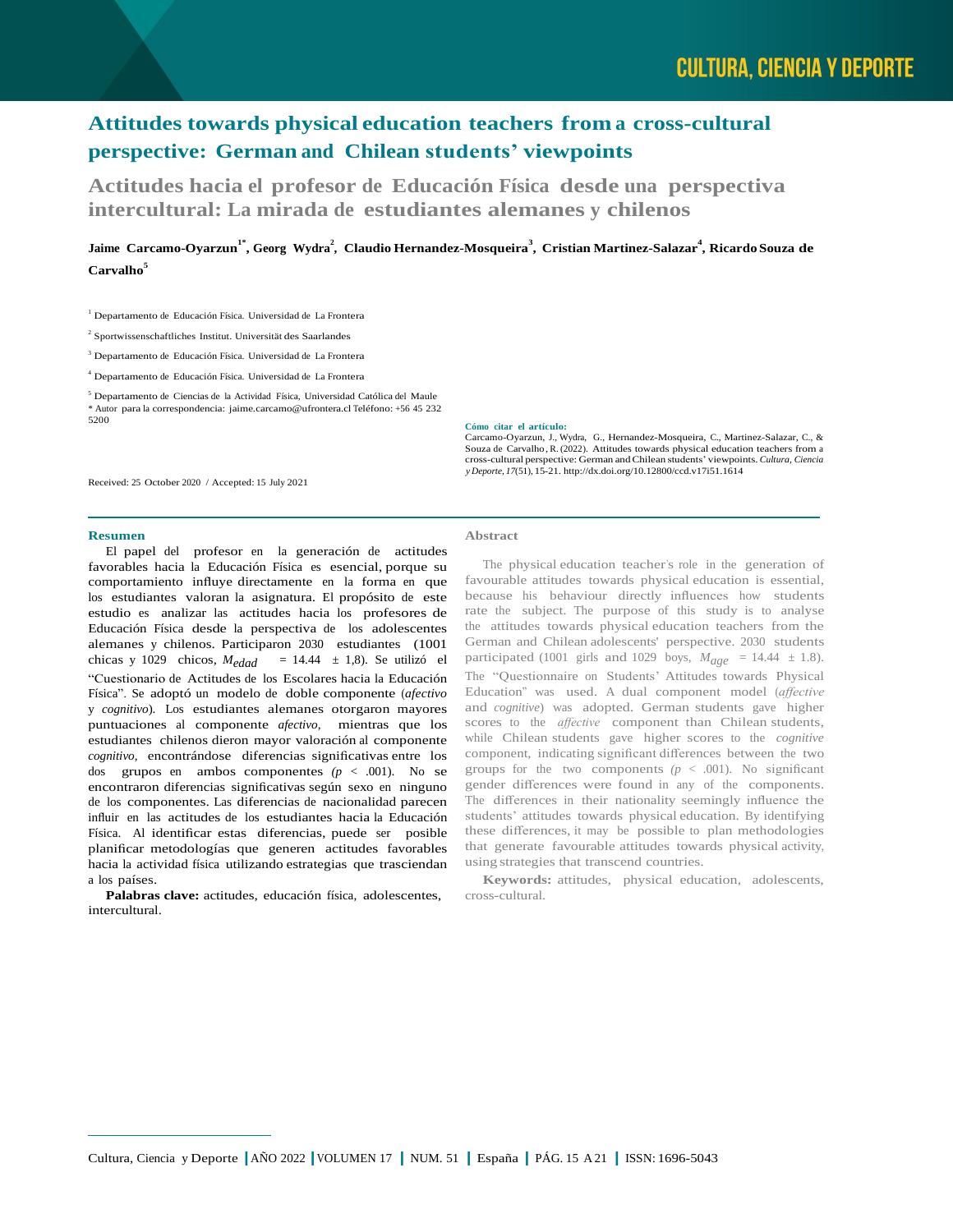# Attitudes towards physical education teachers from a cross-cultural perspective: German and Chilean students' viewpoints

## Actitudes hacia el profesor de Educación Física desde una perspectiva intercultural: La mirada de estudiantes alemanes y chilenos

**Jaime Carcamo-Oyarzun[1*], Georg Wydra[2], Claudio Hernandez-Mosqueira[3], Cristian Martinez-Salazar[4], Ricardo Souza de Carvalho[5]**

[1] Departamento de Educación Física. Universidad de La Frontera

[2] Sportwissenschaftliches Institut. Universität des Saarlandes

[3] Departamento de Educación Física. Universidad de La Frontera

[4] Departamento de Educación Física. Universidad de La Frontera

[5] Departamento de Ciencias de la Actividad Física, Universidad Católica del Maule

\* Autor para la correspondencia: jaime.carcamo@ufrontera.cl Teléfono: +56 45 232 5200

**Cómo citar el artículo:**
Carcamo-Oyarzun, J., Wydra, G., Hernandez-Mosqueira, C., Martinez-Salazar, C., & Souza de Carvalho, R. (2022). Attitudes towards physical education teachers from a cross-cultural perspective: German and Chilean students' viewpoints. *Cultura, Ciencia y Deporte, 17*(51), 15-21. http://dx.doi.org/10.12800/ccd.v17i51.1614

Received: 25 October 2020 / Accepted: 15 July 2021

### Resumen

El papel del profesor en la generación de actitudes favorables hacia la Educación Física es esencial, porque su comportamiento influye directamente en la forma en que los estudiantes valoran la asignatura. El propósito de este estudio es analizar las actitudes hacia los profesores de Educación Física desde la perspectiva de los adolescentes alemanes y chilenos. Participaron 2030 estudiantes (1001 chicas y 1029 chicos, $M_{edad}$ = 14.44 ± 1,8). Se utilizó el "Cuestionario de Actitudes de los Escolares hacia la Educación Física". Se adoptó un modelo de doble componente (*afectivo* y *cognitivo*). Los estudiantes alemanes otorgaron mayores puntuaciones al componente *afectivo,* mientras que los estudiantes chilenos dieron mayor valoración al componente *cognitivo*, encontrándose diferencias significativas entre los dos grupos en ambos componentes *(p* < .001). No se encontraron diferencias significativas según sexo en ninguno de los componentes. Las diferencias de nacionalidad parecen influir en las actitudes de los estudiantes hacia la Educación Física. Al identificar estas diferencias, puede ser posible planificar metodologías que generen actitudes favorables hacia la actividad física utilizando estrategias que trasciendan a los países.

**Palabras clave:** actitudes, educación física, adolescentes, intercultural.

### Abstract

The physical education teacher's role in the generation of favourable attitudes towards physical education is essential, because his behaviour directly influences how students rate the subject. The purpose of this study is to analyse the attitudes towards physical education teachers from the German and Chilean adolescents' perspective. 2030 students participated (1001 girls and 1029 boys, $M_{age}$ = 14.44 ± 1.8). The "Questionnaire on Students' Attitudes towards Physical Education" was used. A dual component model (*affective* and *cognitive*) was adopted. German students gave higher scores to the *affective* component than Chilean students, while Chilean students gave higher scores to the *cognitive* component, indicating significant differences between the two groups for the two components *(p* < .001). No significant gender differences were found in any of the components. The differences in their nationality seemingly influence the students' attitudes towards physical education. By identifying these differences, it may be possible to plan methodologies that generate favourable attitudes towards physical activity, using strategies that transcend countries.

**Keywords:** attitudes, physical education, adolescents, cross-cultural.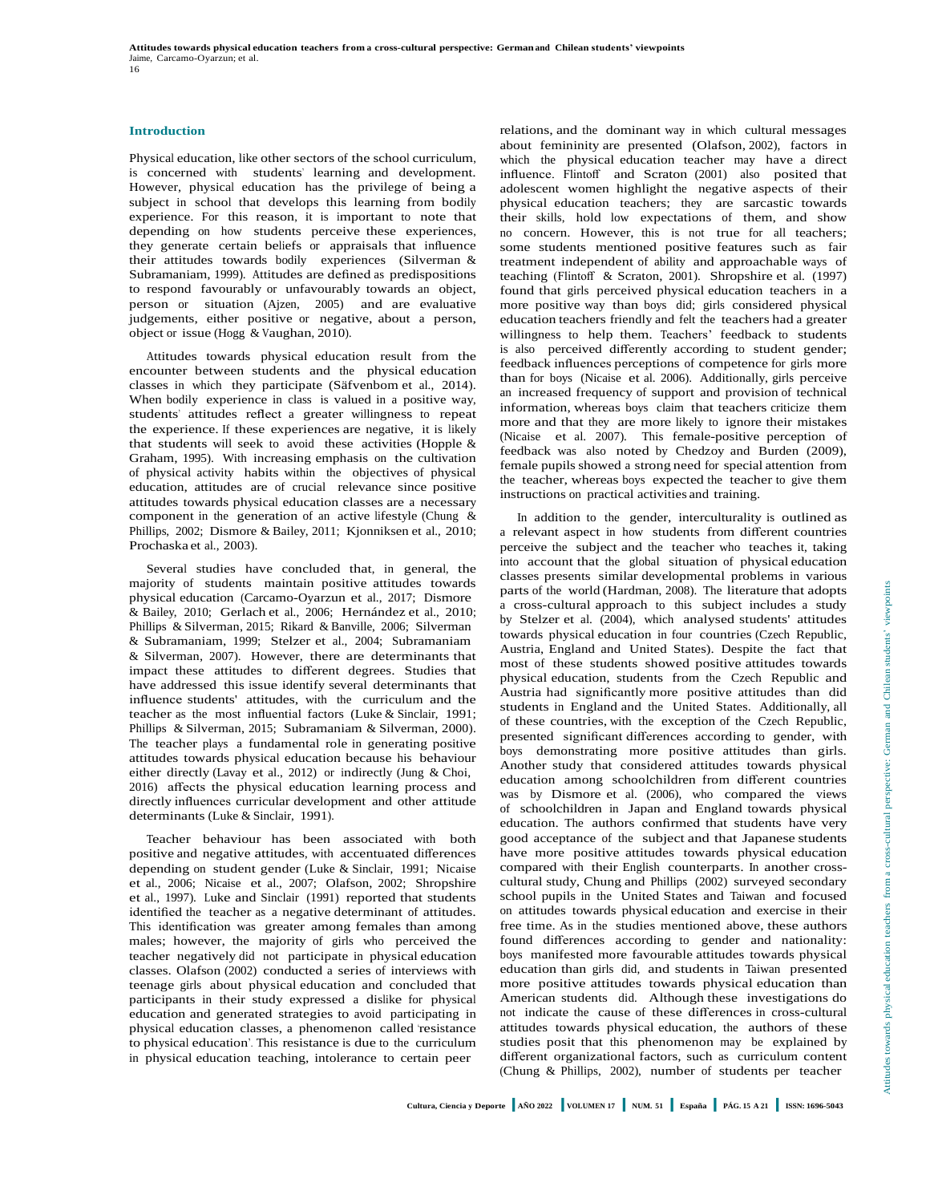## Introduction

Physical education, like other sectors of the school curriculum, is concerned with students' learning and development. However, physical education has the privilege of being a subject in school that develops this learning from bodily experience. For this reason, it is important to note that depending on how students perceive these experiences, they generate certain beliefs or appraisals that influence their attitudes towards bodily experiences (Silverman & Subramaniam, 1999). Attitudes are defined as predispositions to respond favourably or unfavourably towards an object, person or situation (Ajzen, 2005) and are evaluative judgements, either positive or negative, about a person, object or issue (Hogg & Vaughan, 2010).

Attitudes towards physical education result from the encounter between students and the physical education classes in which they participate (Säfvenbom et al., 2014). When bodily experience in class is valued in a positive way, students' attitudes reflect a greater willingness to repeat the experience. If these experiences are negative, it is likely that students will seek to avoid these activities (Hopple & Graham, 1995). With increasing emphasis on the cultivation of physical activity habits within the objectives of physical education, attitudes are of crucial relevance since positive attitudes towards physical education classes are a necessary component in the generation of an active lifestyle (Chung & Phillips, 2002; Dismore & Bailey, 2011; Kjonniksen et al., 2010; Prochaska et al., 2003).

Several studies have concluded that, in general, the majority of students maintain positive attitudes towards physical education (Carcamo-Oyarzun et al., 2017; Dismore & Bailey, 2010; Gerlach et al., 2006; Hernández et al., 2010; Phillips & Silverman, 2015; Rikard & Banville, 2006; Silverman & Subramaniam, 1999; Stelzer et al., 2004; Subramaniam & Silverman, 2007). However, there are determinants that impact these attitudes to different degrees. Studies that have addressed this issue identify several determinants that influence students' attitudes, with the curriculum and the teacher as the most influential factors (Luke & Sinclair, 1991; Phillips & Silverman, 2015; Subramaniam & Silverman, 2000). The teacher plays a fundamental role in generating positive attitudes towards physical education because his behaviour either directly (Lavay et al., 2012) or indirectly (Jung & Choi, 2016) affects the physical education learning process and directly influences curricular development and other attitude determinants (Luke & Sinclair, 1991).

Teacher behaviour has been associated with both positive and negative attitudes, with accentuated differences depending on student gender (Luke & Sinclair, 1991; Nicaise et al., 2006; Nicaise et al., 2007; Olafson, 2002; Shropshire et al., 1997). Luke and Sinclair (1991) reported that students identified the teacher as a negative determinant of attitudes. This identification was greater among females than among males; however, the majority of girls who perceived the teacher negatively did not participate in physical education classes. Olafson (2002) conducted a series of interviews with teenage girls about physical education and concluded that participants in their study expressed a dislike for physical education and generated strategies to avoid participating in physical education classes, a phenomenon called 'resistance to physical education'. This resistance is due to the curriculum in physical education teaching, intolerance to certain peer relations, and the dominant way in which cultural messages about femininity are presented (Olafson, 2002), factors in which the physical education teacher may have a direct influence. Flintoff and Scraton (2001) also posited that adolescent women highlight the negative aspects of their physical education teachers; they are sarcastic towards their skills, hold low expectations of them, and show no concern. However, this is not true for all teachers; some students mentioned positive features such as fair treatment independent of ability and approachable ways of teaching (Flintoff & Scraton, 2001). Shropshire et al. (1997) found that girls perceived physical education teachers in a more positive way than boys did; girls considered physical education teachers friendly and felt the teachers had a greater willingness to help them. Teachers' feedback to students is also perceived differently according to student gender; feedback influences perceptions of competence for girls more than for boys (Nicaise et al. 2006). Additionally, girls perceive an increased frequency of support and provision of technical information, whereas boys claim that teachers criticize them more and that they are more likely to ignore their mistakes (Nicaise et al. 2007). This female-positive perception of feedback was also noted by Chedzoy and Burden (2009), female pupils showed a strong need for special attention from the teacher, whereas boys expected the teacher to give them instructions on practical activities and training.

In addition to the gender, interculturality is outlined as a relevant aspect in how students from different countries perceive the subject and the teacher who teaches it, taking into account that the global situation of physical education classes presents similar developmental problems in various parts of the world (Hardman, 2008). The literature that adopts a cross-cultural approach to this subject includes a study by Stelzer et al. (2004), which analysed students' attitudes towards physical education in four countries (Czech Republic, Austria, England and United States). Despite the fact that most of these students showed positive attitudes towards physical education, students from the Czech Republic and Austria had significantly more positive attitudes than did students in England and the United States. Additionally, all of these countries, with the exception of the Czech Republic, presented significant differences according to gender, with boys demonstrating more positive attitudes than girls. Another study that considered attitudes towards physical education among schoolchildren from different countries was by Dismore et al. (2006), who compared the views of schoolchildren in Japan and England towards physical education. The authors confirmed that students have very good acceptance of the subject and that Japanese students have more positive attitudes towards physical education compared with their English counterparts. In another cross-cultural study, Chung and Phillips (2002) surveyed secondary school pupils in the United States and Taiwan and focused on attitudes towards physical education and exercise in their free time. As in the studies mentioned above, these authors found differences according to gender and nationality: boys manifested more favourable attitudes towards physical education than girls did, and students in Taiwan presented more positive attitudes towards physical education than American students did. Although these investigations do not indicate the cause of these differences in cross-cultural attitudes towards physical education, the authors of these studies posit that this phenomenon may be explained by different organizational factors, such as curriculum content (Chung & Phillips, 2002), number of students per teacher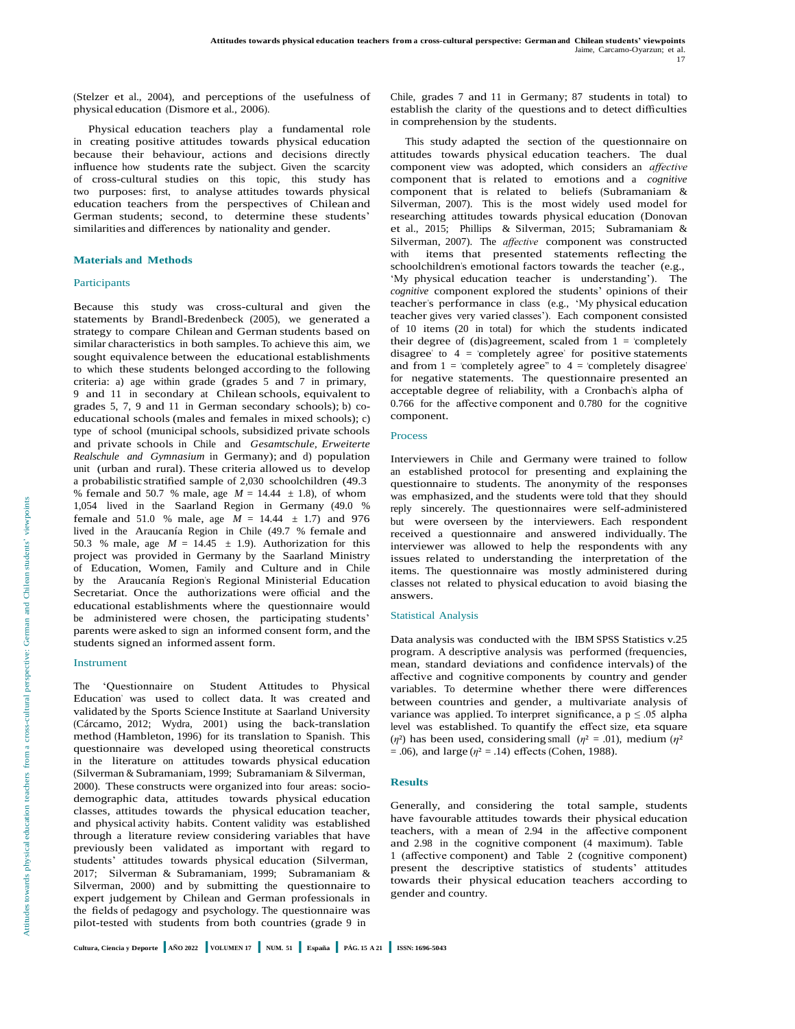(Stelzer et al., 2004), and perceptions of the usefulness of physical education (Dismore et al., 2006).

Physical education teachers play a fundamental role in creating positive attitudes towards physical education because their behaviour, actions and decisions directly influence how students rate the subject. Given the scarcity of cross-cultural studies on this topic, this study has two purposes: first, to analyse attitudes towards physical education teachers from the perspectives of Chilean and German students; second, to determine these students' similarities and differences by nationality and gender.

## Materials and Methods

### Participants

Because this study was cross-cultural and given the statements by Brandl-Bredenbeck (2005), we generated a strategy to compare Chilean and German students based on similar characteristics in both samples. To achieve this aim, we sought equivalence between the educational establishments to which these students belonged according to the following criteria: a) age within grade (grades 5 and 7 in primary, 9 and 11 in secondary at Chilean schools, equivalent to grades 5, 7, 9 and 11 in German secondary schools); b) co-educational schools (males and females in mixed schools); c) type of school (municipal schools, subsidized private schools and private schools in Chile and *Gesamtschule*, *Erweiterte Realschule and Gymnasium* in Germany); and d) population unit (urban and rural). These criteria allowed us to develop a probabilistic stratified sample of 2,030 schoolchildren (49.3 % female and 50.7 % male, age $M$ = 14.44 ± 1.8), of whom 1,054 lived in the Saarland Region in Germany (49.0 % female and 51.0 % male, age $M$ = 14.44 ± 1.7) and 976 lived in the Araucanía Region in Chile (49.7 % female and 50.3 % male, age $M$ = 14.45 ± 1.9). Authorization for this project was provided in Germany by the Saarland Ministry of Education, Women, Family and Culture and in Chile by the Araucanía Region's Regional Ministerial Education Secretariat. Once the authorizations were official and the educational establishments where the questionnaire would be administered were chosen, the participating students' parents were asked to sign an informed consent form, and the students signed an informed assent form.

### Instrument

The 'Questionnaire on Student Attitudes to Physical Education' was used to collect data. It was created and validated by the Sports Science Institute at Saarland University (Cárcamo, 2012; Wydra, 2001) using the back-translation method (Hambleton, 1996) for its translation to Spanish. This questionnaire was developed using theoretical constructs in the literature on attitudes towards physical education (Silverman & Subramaniam, 1999; Subramaniam & Silverman, 2000). These constructs were organized into four areas: socio-demographic data, attitudes towards physical education classes, attitudes towards the physical education teacher, and physical activity habits. Content validity was established through a literature review considering variables that have previously been validated as important with regard to students' attitudes towards physical education (Silverman, 2017; Silverman & Subramaniam, 1999; Subramaniam & Silverman, 2000) and by submitting the questionnaire to expert judgement by Chilean and German professionals in the fields of pedagogy and psychology. The questionnaire was pilot-tested with students from both countries (grade 9 in Chile, grades 7 and 11 in Germany; 87 students in total) to establish the clarity of the questions and to detect difficulties in comprehension by the students.

This study adapted the section of the questionnaire on attitudes towards physical education teachers. The dual component view was adopted, which considers an *affective* component that is related to emotions and a *cognitive* component that is related to beliefs (Subramaniam & Silverman, 2007). This is the most widely used model for researching attitudes towards physical education (Donovan et al., 2015; Phillips & Silverman, 2015; Subramaniam & Silverman, 2007). The *affective* component was constructed with items that presented statements reflecting the schoolchildren's emotional factors towards the teacher (e.g., 'My physical education teacher is understanding'). The *cognitive* component explored the students' opinions of their teacher's performance in class (e.g., 'My physical education teacher gives very varied classes'). Each component consisted of 10 items (20 in total) for which the students indicated their degree of (dis)agreement, scaled from 1 = 'completely disagree' to 4 = 'completely agree' for positive statements and from 1 = 'completely agree" to 4 = 'completely disagree' for negative statements. The questionnaire presented an acceptable degree of reliability, with a Cronbach's alpha of 0.766 for the affective component and 0.780 for the cognitive component.

### Process

Interviewers in Chile and Germany were trained to follow an established protocol for presenting and explaining the questionnaire to students. The anonymity of the responses was emphasized, and the students were told that they should reply sincerely. The questionnaires were self-administered but were overseen by the interviewers. Each respondent received a questionnaire and answered individually. The interviewer was allowed to help the respondents with any issues related to understanding the interpretation of the items. The questionnaire was mostly administered during classes not related to physical education to avoid biasing the answers.

### Statistical Analysis

Data analysis was conducted with the IBM SPSS Statistics v.25 program. A descriptive analysis was performed (frequencies, mean, standard deviations and confidence intervals) of the affective and cognitive components by country and gender variables. To determine whether there were differences between countries and gender, a multivariate analysis of variance was applied. To interpret significance, a $p \leq .05$ alpha level was established. To quantify the effect size, eta square ($\eta^2$) has been used, considering small ($\eta^2 = .01$), medium ($\eta^2 = .06$), and large ($\eta^2 = .14$) effects (Cohen, 1988).

## Results

Generally, and considering the total sample, students have favourable attitudes towards their physical education teachers, with a mean of 2.94 in the affective component and 2.98 in the cognitive component (4 maximum). Table 1 (affective component) and Table 2 (cognitive component) present the descriptive statistics of students' attitudes towards their physical education teachers according to gender and country.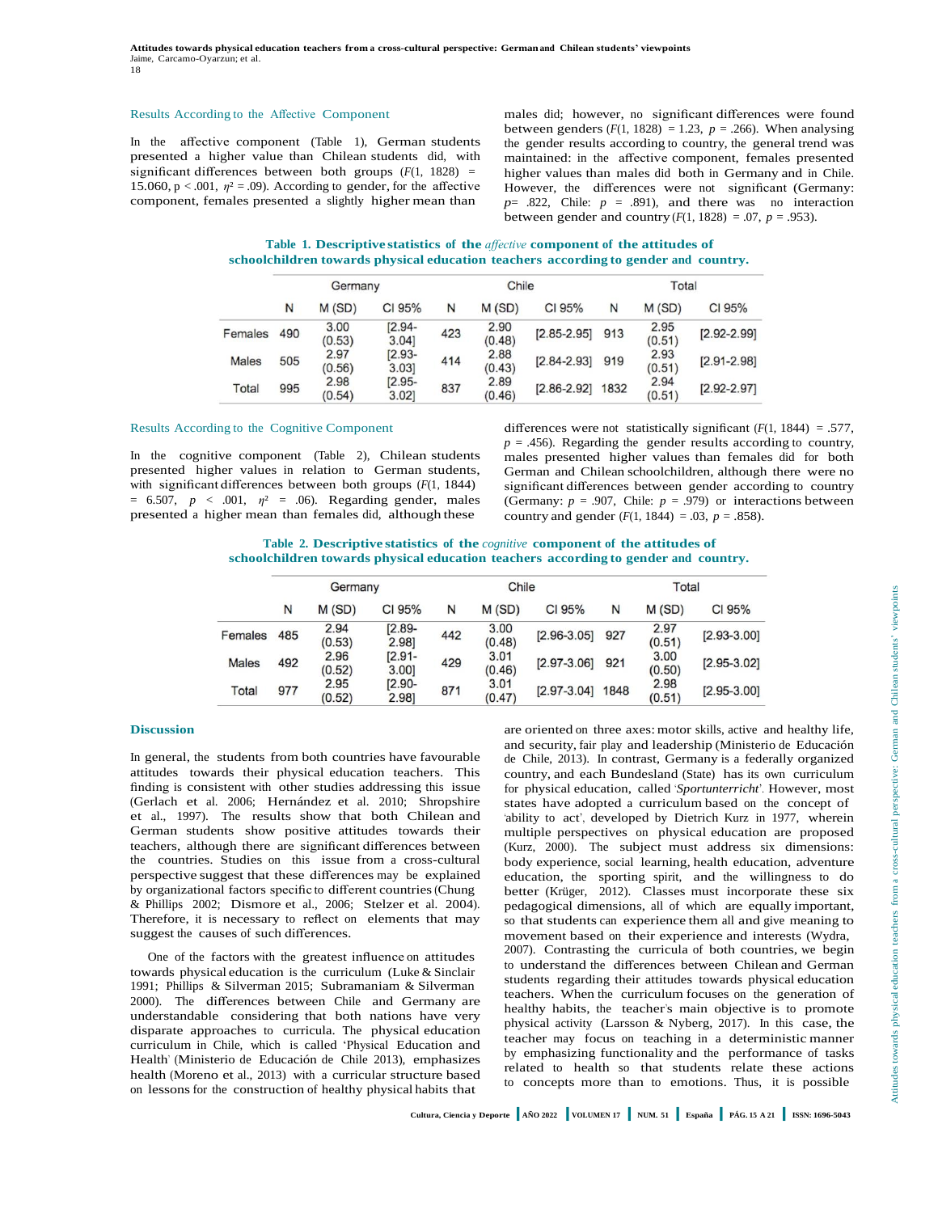### Results According to the Affective Component

In the affective component (Table 1), German students presented a higher value than Chilean students did, with significant differences between both groups ($F(1, 1828) = 15.060$, $p < .001$, $\eta^2 = .09$). According to gender, for the affective component, females presented a slightly higher mean than males did; however, no significant differences were found between genders ($F(1, 1828) = 1.23$, $p = .266$). When analysing the gender results according to country, the general trend was maintained: in the affective component, females presented higher values than males did both in Germany and in Chile. However, the differences were not significant (Germany: $p = .822$, Chile: $p = .891$), and there was no interaction between gender and country ($F(1, 1828) = .07$, $p = .953$).

**Table 1. Descriptive statistics of the *affective* component of the attitudes of schoolchildren towards physical education teachers according to gender and country.**

| | Germany | | | Chile | | | Total | | |
|---|---|---|---|---|---|---|---|---|---|
| | N | M (SD) | CI 95% | N | M (SD) | CI 95% | N | M (SD) | CI 95% |
| Females | 490 | 3.00 (0.53) | [2.94-3.04] | 423 | 2.90 (0.48) | [2.85-2.95] | 913 | 2.95 (0.51) | [2.92-2.99] |
| Males | 505 | 2.97 (0.56) | [2.93-3.03] | 414 | 2.88 (0.43) | [2.84-2.93] | 919 | 2.93 (0.51) | [2.91-2.98] |
| Total | 995 | 2.98 (0.54) | [2.95-3.02] | 837 | 2.89 (0.46) | [2.86-2.92] | 1832 | 2.94 (0.51) | [2.92-2.97] |

### Results According to the Cognitive Component

In the cognitive component (Table 2), Chilean students presented higher values in relation to German students, with significant differences between both groups ($F(1, 1844) = 6.507$, $p < .001$, $\eta^2 = .06$). Regarding gender, males presented a higher mean than females did, although these differences were not statistically significant ($F(1, 1844) = .577$, $p = .456$). Regarding the gender results according to country, males presented higher values than females did for both German and Chilean schoolchildren, although there were no significant differences between gender according to country (Germany: $p = .907$, Chile: $p = .979$) or interactions between country and gender ($F(1, 1844) = .03$, $p = .858$).

**Table 2. Descriptive statistics of the *cognitive* component of the attitudes of schoolchildren towards physical education teachers according to gender and country.**

| | Germany | | | Chile | | | Total | | |
|---|---|---|---|---|---|---|---|---|---|
| | N | M (SD) | CI 95% | N | M (SD) | CI 95% | N | M (SD) | CI 95% |
| Females | 485 | 2.94 (0.53) | [2.89-2.98] | 442 | 3.00 (0.48) | [2.96-3.05] | 927 | 2.97 (0.51) | [2.93-3.00] |
| Males | 492 | 2.96 (0.52) | [2.91-3.00] | 429 | 3.01 (0.46) | [2.97-3.06] | 921 | 3.00 (0.50) | [2.95-3.02] |
| Total | 977 | 2.95 (0.52) | [2.90-2.98] | 871 | 3.01 (0.47) | [2.97-3.04] | 1848 | 2.98 (0.51) | [2.95-3.00] |

## Discussion

In general, the students from both countries have favourable attitudes towards their physical education teachers. This finding is consistent with other studies addressing this issue (Gerlach et al. 2006; Hernández et al. 2010; Shropshire et al., 1997). The results show that both Chilean and German students show positive attitudes towards their teachers, although there are significant differences between the countries. Studies on this issue from a cross-cultural perspective suggest that these differences may be explained by organizational factors specific to different countries (Chung & Phillips 2002; Dismore et al., 2006; Stelzer et al. 2004). Therefore, it is necessary to reflect on elements that may suggest the causes of such differences.

One of the factors with the greatest influence on attitudes towards physical education is the curriculum (Luke & Sinclair 1991; Phillips & Silverman 2015; Subramaniam & Silverman 2000). The differences between Chile and Germany are understandable considering that both nations have very disparate approaches to curricula. The physical education curriculum in Chile, which is called 'Physical Education and Health' (Ministerio de Educación de Chile 2013), emphasizes health (Moreno et al., 2013) with a curricular structure based on lessons for the construction of healthy physical habits that are oriented on three axes: motor skills, active and healthy life, and security, fair play and leadership (Ministerio de Educación de Chile, 2013). In contrast, Germany is a federally organized country, and each Bundesland (State) has its own curriculum for physical education, called '*Sportunterricht*'. However, most states have adopted a curriculum based on the concept of 'ability to act', developed by Dietrich Kurz in 1977, wherein multiple perspectives on physical education are proposed (Kurz, 2000). The subject must address six dimensions: body experience, social learning, health education, adventure education, the sporting spirit, and the willingness to do better (Krüger, 2012). Classes must incorporate these six pedagogical dimensions, all of which are equally important, so that students can experience them all and give meaning to movement based on their experience and interests (Wydra, 2007). Contrasting the curricula of both countries, we begin to understand the differences between Chilean and German students regarding their attitudes towards physical education teachers. When the curriculum focuses on the generation of healthy habits, the teacher's main objective is to promote physical activity (Larsson & Nyberg, 2017). In this case, the teacher may focus on teaching in a deterministic manner by emphasizing functionality and the performance of tasks related to health so that students relate these actions to concepts more than to emotions. Thus, it is possible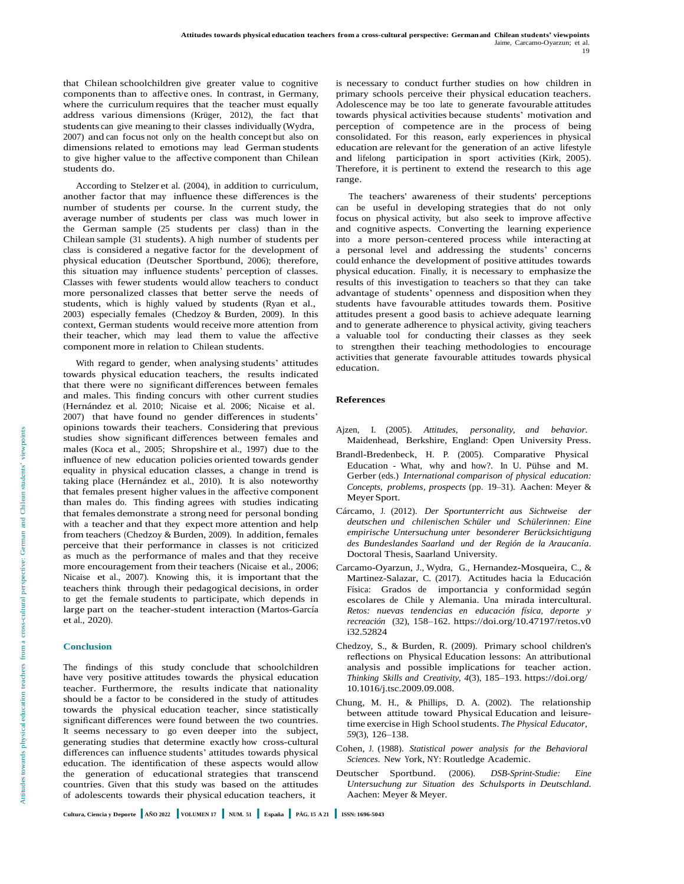that Chilean schoolchildren give greater value to cognitive components than to affective ones. In contrast, in Germany, where the curriculum requires that the teacher must equally address various dimensions (Krüger, 2012), the fact that students can give meaning to their classes individually (Wydra, 2007) and can focus not only on the health concept but also on dimensions related to emotions may lead German students to give higher value to the affective component than Chilean students do.

According to Stelzer et al. (2004), in addition to curriculum, another factor that may influence these differences is the number of students per course. In the current study, the average number of students per class was much lower in the German sample (25 students per class) than in the Chilean sample (31 students). A high number of students per class is considered a negative factor for the development of physical education (Deutscher Sportbund, 2006); therefore, this situation may influence students' perception of classes. Classes with fewer students would allow teachers to conduct more personalized classes that better serve the needs of students, which is highly valued by students (Ryan et al., 2003) especially females (Chedzoy & Burden, 2009). In this context, German students would receive more attention from their teacher, which may lead them to value the affective component more in relation to Chilean students.

With regard to gender, when analysing students' attitudes towards physical education teachers, the results indicated that there were no significant differences between females and males. This finding concurs with other current studies (Hernández et al. 2010; Nicaise et al. 2006; Nicaise et al. 2007) that have found no gender differences in students' opinions towards their teachers. Considering that previous studies show significant differences between females and males (Koca et al., 2005; Shropshire et al., 1997) due to the influence of new education policies oriented towards gender equality in physical education classes, a change in trend is taking place (Hernández et al., 2010). It is also noteworthy that females present higher values in the affective component than males do. This finding agrees with studies indicating that females demonstrate a strong need for personal bonding with a teacher and that they expect more attention and help from teachers (Chedzoy & Burden, 2009). In addition, females perceive that their performance in classes is not criticized as much as the performance of males and that they receive more encouragement from their teachers (Nicaise et al., 2006; Nicaise et al., 2007). Knowing this, it is important that the teachers think through their pedagogical decisions, in order to get the female students to participate, which depends in large part on the teacher-student interaction (Martos-García et al., 2020).

## Conclusion

The findings of this study conclude that schoolchildren have very positive attitudes towards the physical education teacher. Furthermore, the results indicate that nationality should be a factor to be considered in the study of attitudes towards the physical education teacher, since statistically significant differences were found between the two countries. It seems necessary to go even deeper into the subject, generating studies that determine exactly how cross-cultural differences can influence students' attitudes towards physical education. The identification of these aspects would allow the generation of educational strategies that transcend countries. Given that this study was based on the attitudes of adolescents towards their physical education teachers, it is necessary to conduct further studies on how children in primary schools perceive their physical education teachers. Adolescence may be too late to generate favourable attitudes towards physical activities because students' motivation and perception of competence are in the process of being consolidated. For this reason, early experiences in physical education are relevant for the generation of an active lifestyle and lifelong participation in sport activities (Kirk, 2005). Therefore, it is pertinent to extend the research to this age range.

The teachers' awareness of their students' perceptions can be useful in developing strategies that do not only focus on physical activity, but also seek to improve affective and cognitive aspects. Converting the learning experience into a more person-centered process while interacting at a personal level and addressing the students' concerns could enhance the development of positive attitudes towards physical education. Finally, it is necessary to emphasize the results of this investigation to teachers so that they can take advantage of students' openness and disposition when they students have favourable attitudes towards them. Positive attitudes present a good basis to achieve adequate learning and to generate adherence to physical activity, giving teachers a valuable tool for conducting their classes as they seek to strengthen their teaching methodologies to encourage activities that generate favourable attitudes towards physical education.

## References

Ajzen, I. (2005). *Attitudes, personality, and behavior.* Maidenhead, Berkshire, England: Open University Press.

Brandl-Bredenbeck, H. P. (2005). Comparative Physical Education - What, why and how?. In U. Pühse and M. Gerber (eds.) *International comparison of physical education: Concepts, problems, prospects* (pp. 19–31). Aachen: Meyer & Meyer Sport.

Cárcamo, J. (2012). *Der Sportunterricht aus Sichtweise der deutschen und chilenischen Schüler und Schülerinnen: Eine empirische Untersuchung unter besonderer Berücksichtigung des Bundeslandes Saarland und der Región de la Araucanía.* Doctoral Thesis, Saarland University.

Carcamo-Oyarzun, J., Wydra, G., Hernandez-Mosqueira, C., & Martinez-Salazar, C. (2017). Actitudes hacia la Educación Física: Grados de importancia y conformidad según escolares de Chile y Alemania. Una mirada intercultural. *Retos: nuevas tendencias en educación física, deporte y recreación* (32), 158–162. https://doi.org/10.47197/retos.v0i32.52824

Chedzoy, S., & Burden, R. (2009). Primary school children's reflections on Physical Education lessons: An attributional analysis and possible implications for teacher action. *Thinking Skills and Creativity, 4*(3), 185–193. https://doi.org/10.1016/j.tsc.2009.09.008.

Chung, M. H., & Phillips, D. A. (2002). The relationship between attitude toward Physical Education and leisure-time exercise in High School students. *The Physical Educator, 59*(3), 126–138.

Cohen, J. (1988). *Statistical power analysis for the Behavioral Sciences.* New York, NY: Routledge Academic.

Deutscher Sportbund. (2006). *DSB-Sprint-Studie: Eine Untersuchung zur Situation des Schulsports in Deutschland.* Aachen: Meyer & Meyer.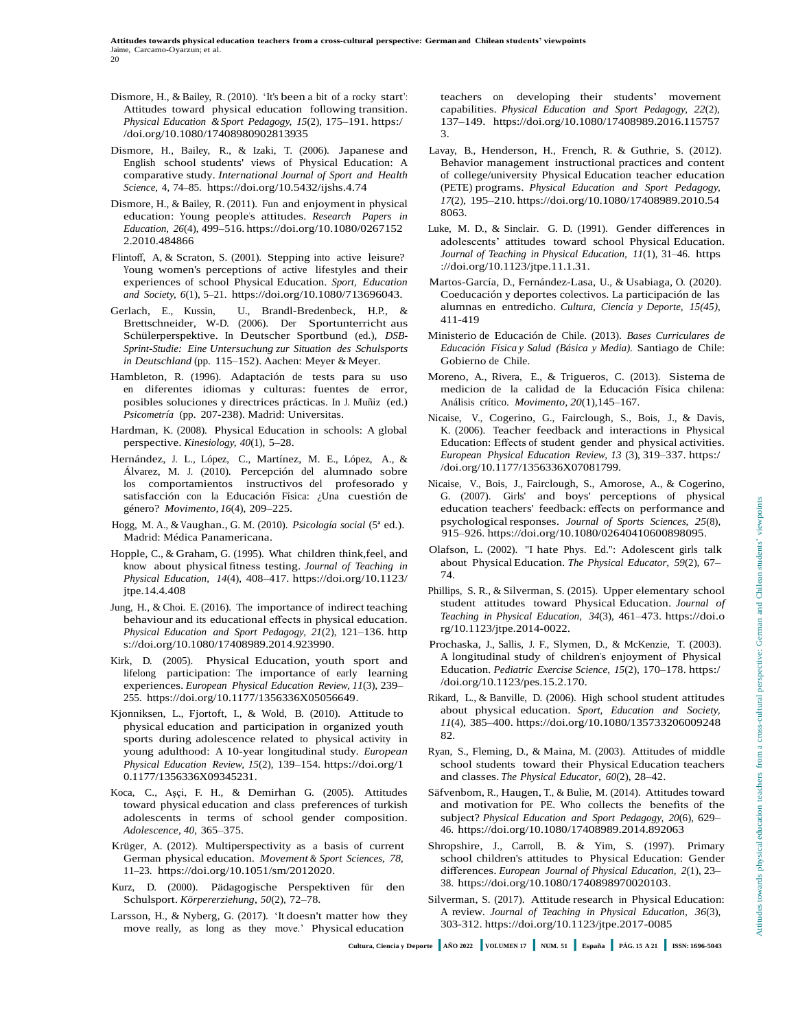Dismore, H., & Bailey, R. (2010). 'It's been a bit of a rocky start': Attitudes toward physical education following transition. *Physical Education & Sport Pedagogy, 15*(2), 175–191. https://doi.org/10.1080/17408980902813935

Dismore, H., Bailey, R., & Izaki, T. (2006). Japanese and English school students' views of Physical Education: A comparative study. *International Journal of Sport and Health Science*, 4, 74–85. https://doi.org/10.5432/ijshs.4.74

Dismore, H., & Bailey, R. (2011). Fun and enjoyment in physical education: Young people's attitudes. *Research Papers in Education, 26*(4), 499–516. https://doi.org/10.1080/02671522.2010.484866

Flintoff, A, & Scraton, S. (2001). Stepping into active leisure? Young women's perceptions of active lifestyles and their experiences of school Physical Education. *Sport, Education and Society, 6*(1), 5–21. https://doi.org/10.1080/713696043.

Gerlach, E., Kussin, U., Brandl-Bredenbeck, H.P., & Brettschneider, W-D. (2006). Der Sportunterricht aus Schülerperspektive. In Deutscher Sportbund (ed.), *DSB-Sprint-Studie: Eine Untersuchung zur Situation des Schulsports in Deutschland* (pp. 115–152). Aachen: Meyer & Meyer.

Hambleton, R. (1996). Adaptación de tests para su uso en diferentes idiomas y culturas: fuentes de error, posibles soluciones y directrices prácticas. In J. Muñiz (ed.) *Psicometría* (pp. 207-238). Madrid: Universitas.

Hardman, K. (2008). Physical Education in schools: A global perspective. *Kinesiology, 40*(1), 5–28.

Hernández, J. L., López, C., Martínez, M. E., López, A., & Álvarez, M. J. (2010). Percepción del alumnado sobre los comportamientos instructivos del profesorado y satisfacción con la Educación Física: ¿Una cuestión de género? *Movimento, 16*(4), 209–225.

Hogg, M. A., & Vaughan., G. M. (2010). *Psicología social* (5ª ed.). Madrid: Médica Panamericana.

Hopple, C., & Graham, G. (1995). What children think,feel, and know about physical fitness testing. *Journal of Teaching in Physical Education, 14*(4), 408–417. https://doi.org/10.1123/jtpe.14.4.408

Jung, H., & Choi. E. (2016). The importance of indirect teaching behaviour and its educational effects in physical education. *Physical Education and Sport Pedagogy, 21*(2), 121–136. https://doi.org/10.1080/17408989.2014.923990.

Kirk, D. (2005). Physical Education, youth sport and lifelong participation: The importance of early learning experiences. *European Physical Education Review, 11*(3), 239–255. https://doi.org/10.1177/1356336X05056649.

Kjonniksen, L., Fjortoft, I., & Wold, B. (2010). Attitude to physical education and participation in organized youth sports during adolescence related to physical activity in young adulthood: A 10-year longitudinal study. *European Physical Education Review, 15*(2), 139–154. https://doi.org/10.1177/1356336X09345231.

Koca, C., Aşçi, F. H., & Demirhan G. (2005). Attitudes toward physical education and class preferences of turkish adolescents in terms of school gender composition. *Adolescence, 40*, 365–375.

Krüger, A. (2012). Multiperspectivity as a basis of current German physical education. *Movement & Sport Sciences, 78*, 11–23. https://doi.org/10.1051/sm/2012020.

Kurz, D. (2000). Pädagogische Perspektiven für den Schulsport. *Körpererziehung, 50*(2), 72–78.

Larsson, H., & Nyberg, G. (2017). 'It doesn't matter how they move really, as long as they move.' Physical education teachers on developing their students' movement capabilities. *Physical Education and Sport Pedagogy, 22*(2), 137–149. https://doi.org/10.1080/17408989.2016.1157573.

Lavay, B., Henderson, H., French, R. & Guthrie, S. (2012). Behavior management instructional practices and content of college/university Physical Education teacher education (PETE) programs. *Physical Education and Sport Pedagogy, 17*(2), 195–210. https://doi.org/10.1080/17408989.2010.548063.

Luke, M. D., & Sinclair. G. D. (1991). Gender differences in adolescents' attitudes toward school Physical Education. *Journal of Teaching in Physical Education, 11*(1), 31–46. https://doi.org/10.1123/jtpe.11.1.31.

Martos-García, D., Fernández-Lasa, U., & Usabiaga, O. (2020). Coeducación y deportes colectivos. La participación de las alumnas en entredicho. *Cultura, Ciencia y Deporte, 15(45)*, 411-419

Ministerio de Educación de Chile. (2013). *Bases Curriculares de Educación Física y Salud (Básica y Media).* Santiago de Chile: Gobierno de Chile.

Moreno, A., Rivera, E., & Trigueros, C. (2013). Sistema de medicion de la calidad de la Educación Física chilena: Análisis crítico. *Movimento, 20*(1),145–167.

Nicaise, V., Cogerino, G., Fairclough, S., Bois, J., & Davis, K. (2006). Teacher feedback and interactions in Physical Education: Effects of student gender and physical activities. *European Physical Education Review, 13* (3), 319–337. https://doi.org/10.1177/1356336X07081799.

Nicaise, V., Bois, J., Fairclough, S., Amorose, A., & Cogerino, G. (2007). Girls' and boys' perceptions of physical education teachers' feedback: effects on performance and psychological responses. *Journal of Sports Sciences, 25*(8), 915–926. https://doi.org/10.1080/02640410600898095.

Olafson, L. (2002). "I hate Phys. Ed.": Adolescent girls talk about Physical Education. *The Physical Educator, 59*(2), 67–74.

Phillips, S. R., & Silverman, S. (2015). Upper elementary school student attitudes toward Physical Education. *Journal of Teaching in Physical Education, 34*(3), 461–473. https://doi.org/10.1123/jtpe.2014-0022.

Prochaska, J., Sallis, J. F., Slymen, D., & McKenzie, T. (2003). A longitudinal study of children's enjoyment of Physical Education. *Pediatric Exercise Science, 15*(2), 170–178. https://doi.org/10.1123/pes.15.2.170.

Rikard, L., & Banville, D. (2006). High school student attitudes about physical education. *Sport, Education and Society, 11*(4), 385–400. https://doi.org/10.1080/13573320600924882.

Ryan, S., Fleming, D., & Maina, M. (2003). Attitudes of middle school students toward their Physical Education teachers and classes. *The Physical Educator, 60*(2), 28–42.

Säfvenbom, R., Haugen, T., & Bulie, M. (2014). Attitudes toward and motivation for PE. Who collects the benefits of the subject? *Physical Education and Sport Pedagogy, 20*(6), 629–46. https://doi.org/10.1080/17408989.2014.892063

Shropshire, J., Carroll, B. & Yim, S. (1997). Primary school children's attitudes to Physical Education: Gender differences. *European Journal of Physical Education, 2*(1), 23–38. https://doi.org/10.1080/1740898970020103.

Silverman, S. (2017). Attitude research in Physical Education: A review. *Journal of Teaching in Physical Education, 36*(3), 303-312. https://doi.org/10.1123/jtpe.2017-0085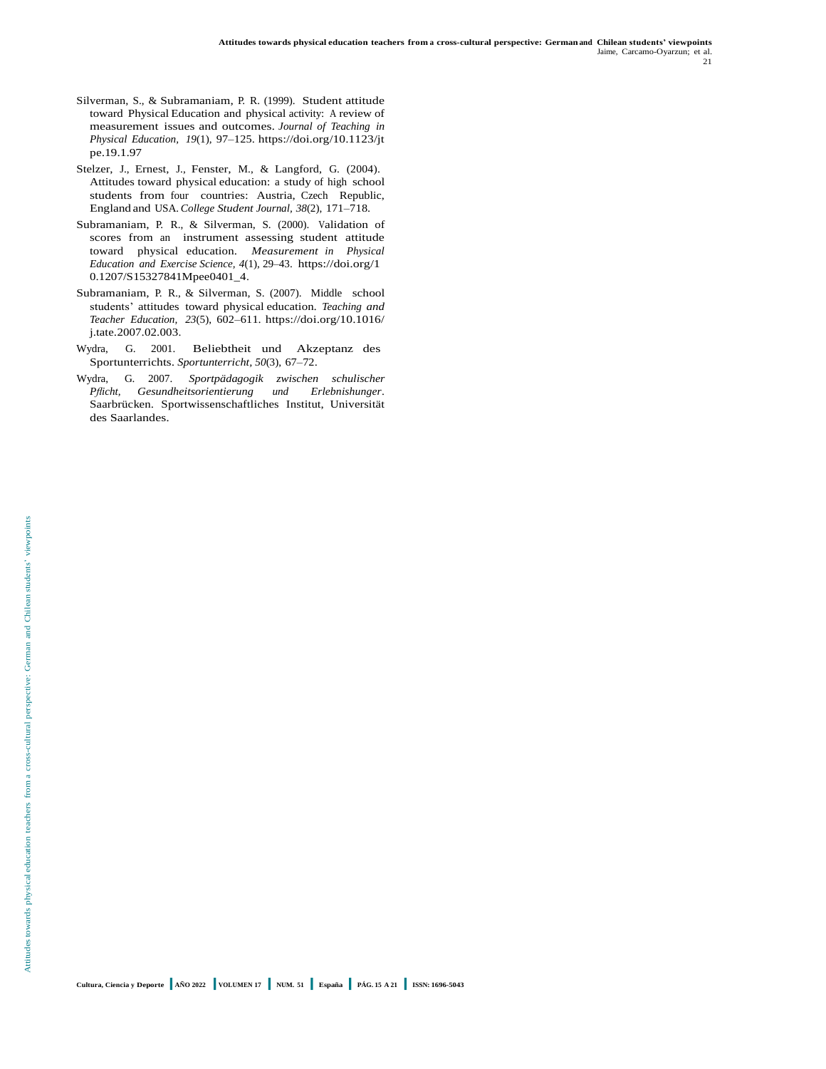Silverman, S., & Subramaniam, P. R. (1999). Student attitude toward Physical Education and physical activity: A review of measurement issues and outcomes. *Journal of Teaching in Physical Education, 19*(1), 97–125. https://doi.org/10.1123/jtpe.19.1.97

Stelzer, J., Ernest, J., Fenster, M., & Langford, G. (2004). Attitudes toward physical education: a study of high school students from four countries: Austria, Czech Republic, England and USA. *College Student Journal, 38*(2), 171–718.

Subramaniam, P. R., & Silverman, S. (2000). Validation of scores from an instrument assessing student attitude toward physical education. *Measurement in Physical Education and Exercise Science, 4*(1), 29–43. https://doi.org/10.1207/S15327841Mpee0401_4.

Subramaniam, P. R., & Silverman, S. (2007). Middle school students' attitudes toward physical education. *Teaching and Teacher Education, 23*(5), 602–611. https://doi.org/10.1016/j.tate.2007.02.003.

Wydra, G. 2001. Beliebtheit und Akzeptanz des Sportunterrichts. *Sportunterricht, 50*(3), 67–72.

Wydra, G. 2007. *Sportpädagogik zwischen schulischer Pflicht, Gesundheitsorientierung und Erlebnishunger*. Saarbrücken. Sportwissenschaftliches Institut, Universität des Saarlandes.